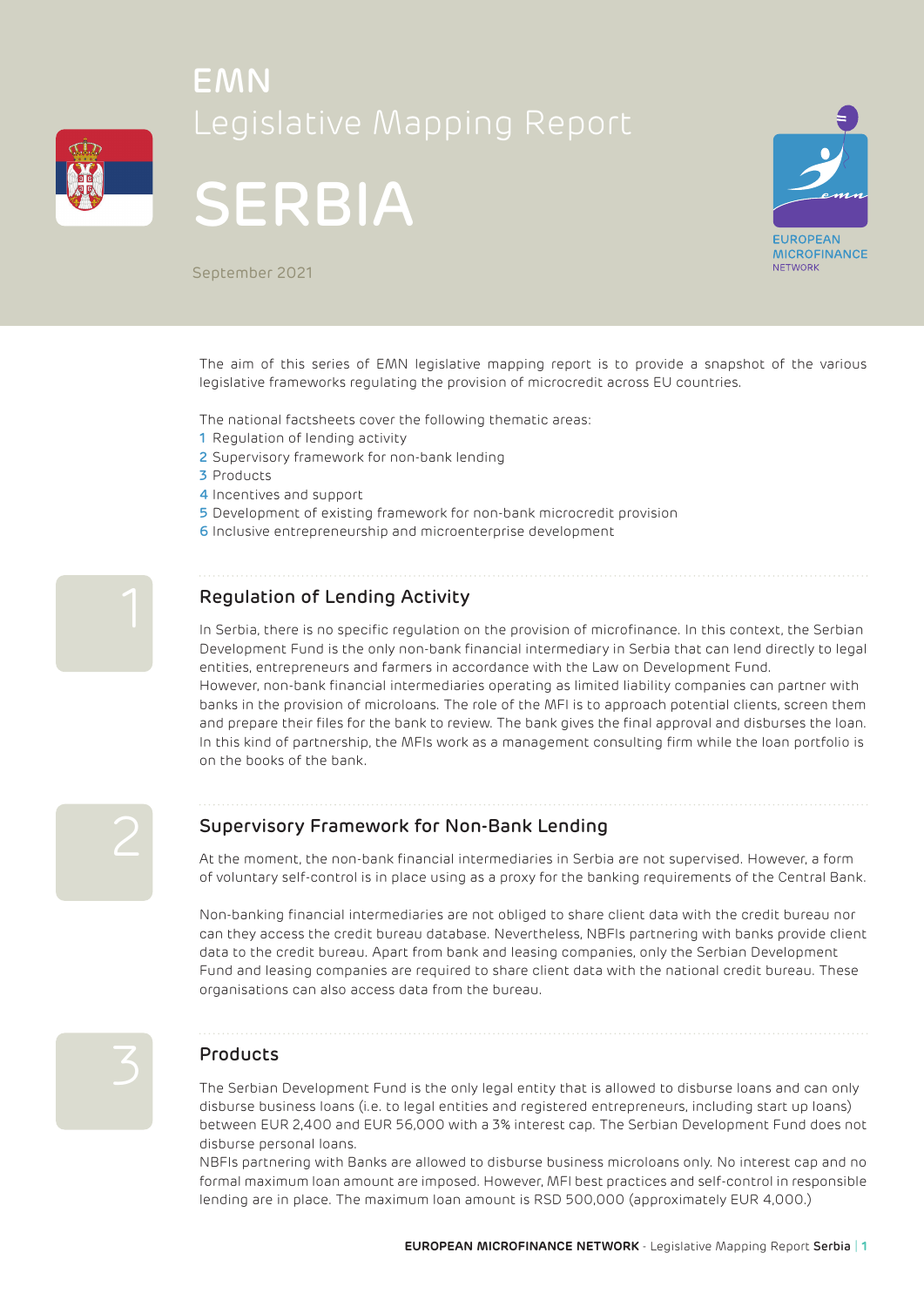# EMN Legislative Mapping Report

# SERBIA

September 2021

The aim of this series of EMN legislative mapping report is to provide a snapshot of the various legislative frameworks regulating the provision of microcredit across EU countries.

The national factsheets cover the following thematic areas:

1. Regulation of lending activity
2. Supervisory framework for non-bank lending
3. Products
4. Incentives and support
5. Development of existing framework for non-bank microcredit provision
6. Inclusive entrepreneurship and microenterprise development

## 1 Regulation of Lending Activity

In Serbia, there is no specific regulation on the provision of microfinance. In this context, the Serbian Development Fund is the only non-bank financial intermediary in Serbia that can lend directly to legal entities, entrepreneurs and farmers in accordance with the Law on Development Fund.
However, non-bank financial intermediaries operating as limited liability companies can partner with banks in the provision of microloans. The role of the MFI is to approach potential clients, screen them and prepare their files for the bank to review. The bank gives the final approval and disburses the loan. In this kind of partnership, the MFIs work as a management consulting firm while the loan portfolio is on the books of the bank.

## 2 Supervisory Framework for Non-Bank Lending

At the moment, the non-bank financial intermediaries in Serbia are not supervised. However, a form of voluntary self-control is in place using as a proxy for the banking requirements of the Central Bank.

Non-banking financial intermediaries are not obliged to share client data with the credit bureau nor can they access the credit bureau database. Nevertheless, NBFIs partnering with banks provide client data to the credit bureau. Apart from bank and leasing companies, only the Serbian Development Fund and leasing companies are required to share client data with the national credit bureau. These organisations can also access data from the bureau.

## 3 Products

The Serbian Development Fund is the only legal entity that is allowed to disburse loans and can only disburse business loans (i.e. to legal entities and registered entrepreneurs, including start up loans) between EUR 2,400 and EUR 56,000 with a 3% interest cap. The Serbian Development Fund does not disburse personal loans.
NBFIs partnering with Banks are allowed to disburse business microloans only. No interest cap and no formal maximum loan amount are imposed. However, MFI best practices and self-control in responsible lending are in place. The maximum loan amount is RSD 500,000 (approximately EUR 4,000.)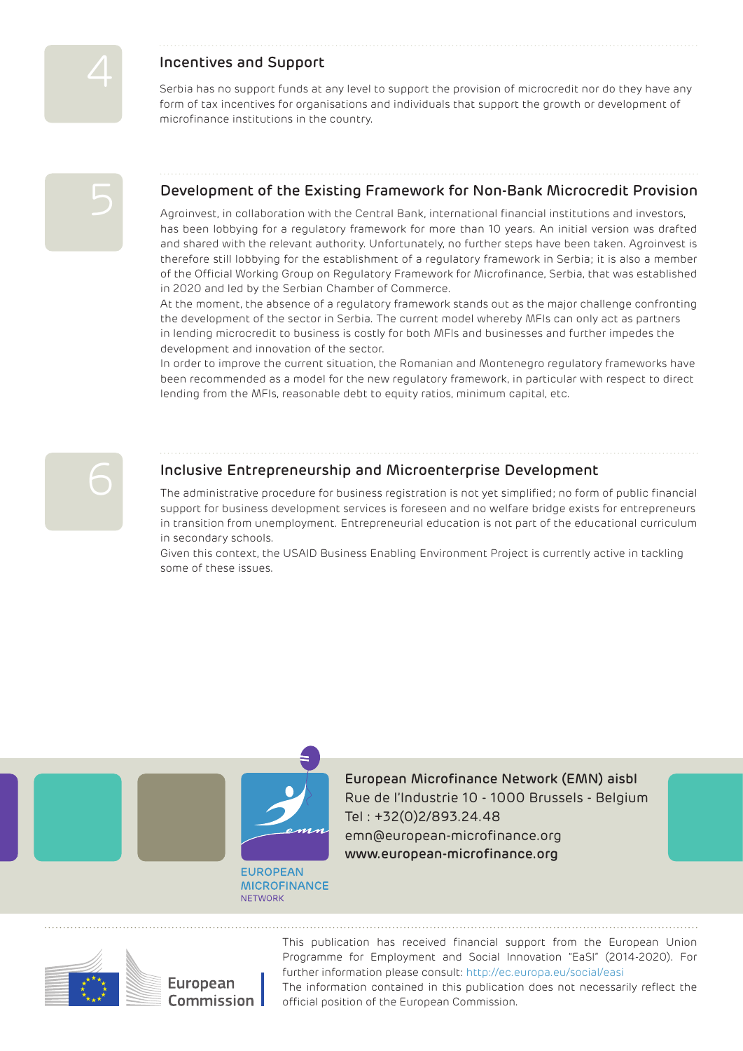## 4 Incentives and Support

Serbia has no support funds at any level to support the provision of microcredit nor do they have any form of tax incentives for organisations and individuals that support the growth or development of microfinance institutions in the country.

## 5 Development of the Existing Framework for Non-Bank Microcredit Provision

Agroinvest, in collaboration with the Central Bank, international financial institutions and investors, has been lobbying for a regulatory framework for more than 10 years. An initial version was drafted and shared with the relevant authority. Unfortunately, no further steps have been taken. Agroinvest is therefore still lobbying for the establishment of a regulatory framework in Serbia; it is also a member of the Official Working Group on Regulatory Framework for Microfinance, Serbia, that was established in 2020 and led by the Serbian Chamber of Commerce.

At the moment, the absence of a regulatory framework stands out as the major challenge confronting the development of the sector in Serbia. The current model whereby MFIs can only act as partners in lending microcredit to business is costly for both MFIs and businesses and further impedes the development and innovation of the sector.

In order to improve the current situation, the Romanian and Montenegro regulatory frameworks have been recommended as a model for the new regulatory framework, in particular with respect to direct lending from the MFIs, reasonable debt to equity ratios, minimum capital, etc.

## 6 Inclusive Entrepreneurship and Microenterprise Development

The administrative procedure for business registration is not yet simplified; no form of public financial support for business development services is foreseen and no welfare bridge exists for entrepreneurs in transition from unemployment. Entrepreneurial education is not part of the educational curriculum in secondary schools.

Given this context, the USAID Business Enabling Environment Project is currently active in tackling some of these issues.

EUROPEAN MICROFINANCE NETWORK

**European Microfinance Network (EMN) aisbl**
Rue de l'Industrie 10 - 1000 Brussels - Belgium
Tel : +32(0)2/893.24.48
emn@european-microfinance.org
**www.european-microfinance.org**

European Commission

This publication has received financial support from the European Union Programme for Employment and Social Innovation "EaSI" (2014-2020). For further information please consult: http://ec.europa.eu/social/easi
The information contained in this publication does not necessarily reflect the official position of the European Commission.